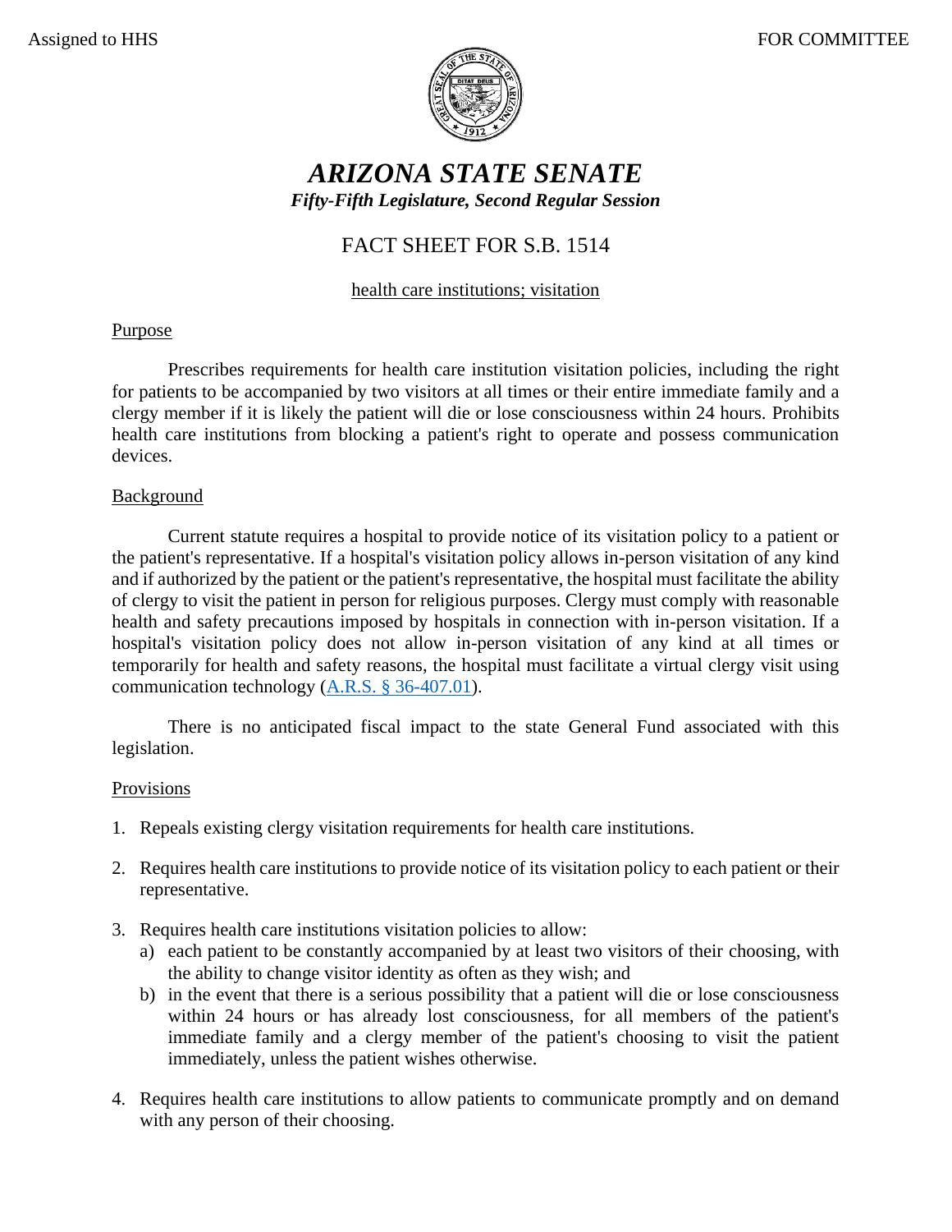Assigned to HHS FOR COMMITTEE

# *ARIZONA STATE SENATE*

***Fifty-Fifth Legislature, Second Regular Session***

## FACT SHEET FOR S.B. 1514

health care institutions; visitation

### Purpose

Prescribes requirements for health care institution visitation policies, including the right for patients to be accompanied by two visitors at all times or their entire immediate family and a clergy member if it is likely the patient will die or lose consciousness within 24 hours. Prohibits health care institutions from blocking a patient's right to operate and possess communication devices.

### Background

Current statute requires a hospital to provide notice of its visitation policy to a patient or the patient's representative. If a hospital's visitation policy allows in-person visitation of any kind and if authorized by the patient or the patient's representative, the hospital must facilitate the ability of clergy to visit the patient in person for religious purposes. Clergy must comply with reasonable health and safety precautions imposed by hospitals in connection with in-person visitation. If a hospital's visitation policy does not allow in-person visitation of any kind at all times or temporarily for health and safety reasons, the hospital must facilitate a virtual clergy visit using communication technology (A.R.S. § 36-407.01).

There is no anticipated fiscal impact to the state General Fund associated with this legislation.

### Provisions

1. Repeals existing clergy visitation requirements for health care institutions.

2. Requires health care institutions to provide notice of its visitation policy to each patient or their representative.

3. Requires health care institutions visitation policies to allow:
   a) each patient to be constantly accompanied by at least two visitors of their choosing, with the ability to change visitor identity as often as they wish; and
   b) in the event that there is a serious possibility that a patient will die or lose consciousness within 24 hours or has already lost consciousness, for all members of the patient's immediate family and a clergy member of the patient's choosing to visit the patient immediately, unless the patient wishes otherwise.

4. Requires health care institutions to allow patients to communicate promptly and on demand with any person of their choosing.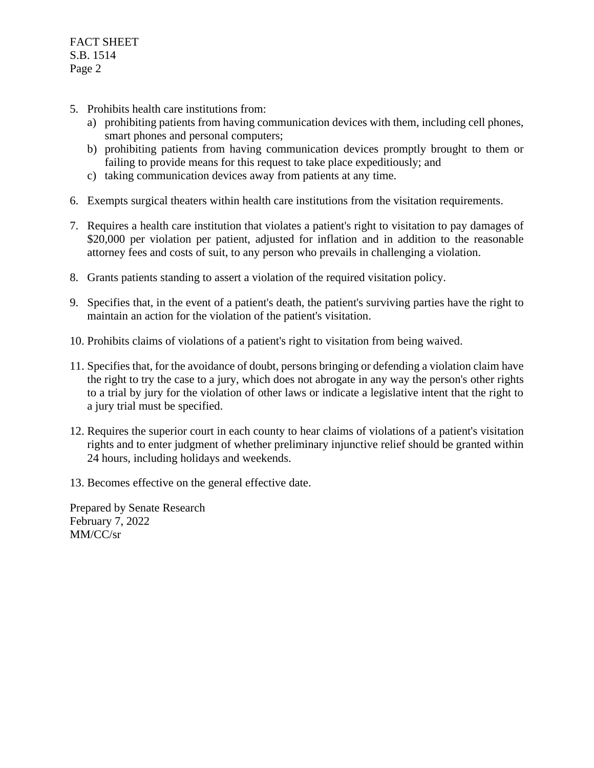5. Prohibits health care institutions from:
   a) prohibiting patients from having communication devices with them, including cell phones, smart phones and personal computers;
   b) prohibiting patients from having communication devices promptly brought to them or failing to provide means for this request to take place expeditiously; and
   c) taking communication devices away from patients at any time.

6. Exempts surgical theaters within health care institutions from the visitation requirements.

7. Requires a health care institution that violates a patient's right to visitation to pay damages of $20,000 per violation per patient, adjusted for inflation and in addition to the reasonable attorney fees and costs of suit, to any person who prevails in challenging a violation.

8. Grants patients standing to assert a violation of the required visitation policy.

9. Specifies that, in the event of a patient's death, the patient's surviving parties have the right to maintain an action for the violation of the patient's visitation.

10. Prohibits claims of violations of a patient's right to visitation from being waived.

11. Specifies that, for the avoidance of doubt, persons bringing or defending a violation claim have the right to try the case to a jury, which does not abrogate in any way the person's other rights to a trial by jury for the violation of other laws or indicate a legislative intent that the right to a jury trial must be specified.

12. Requires the superior court in each county to hear claims of violations of a patient's visitation rights and to enter judgment of whether preliminary injunctive relief should be granted within 24 hours, including holidays and weekends.

13. Becomes effective on the general effective date.

Prepared by Senate Research
February 7, 2022
MM/CC/sr